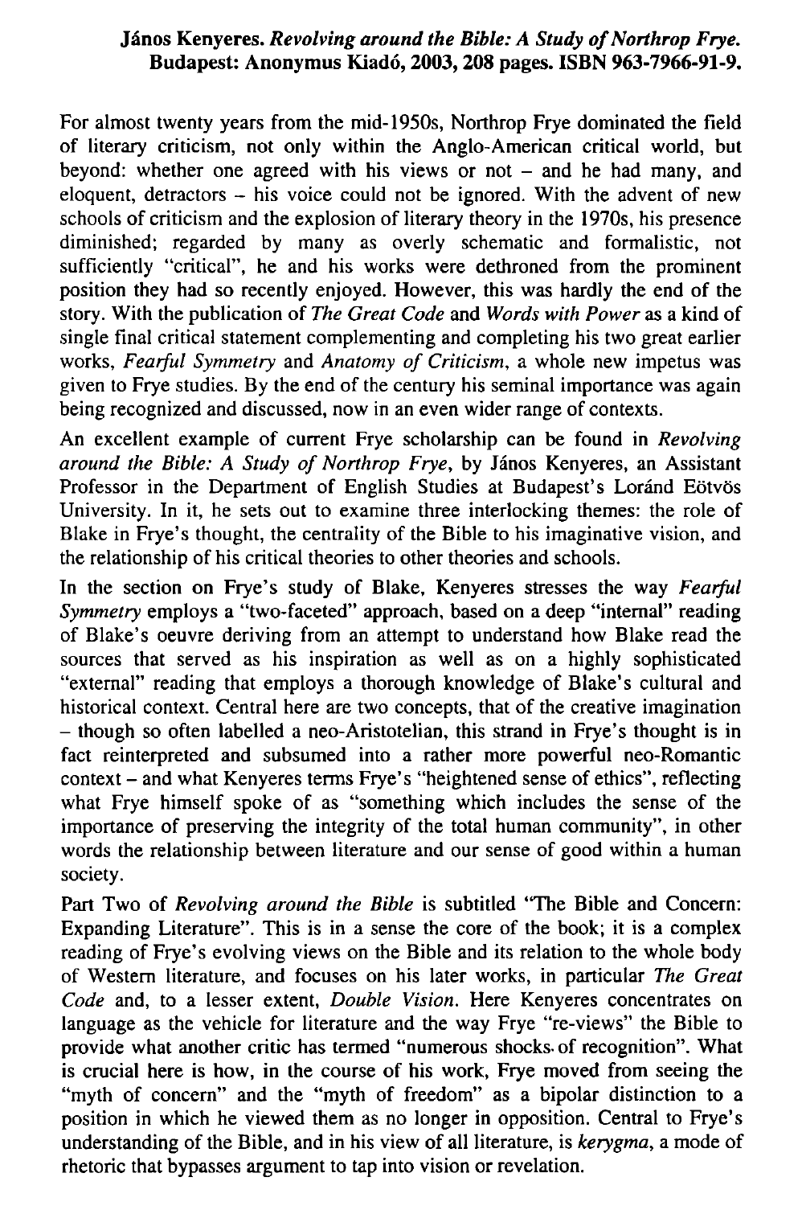**János Kenyeres. *Revolving around the Bible: A Study of Northrop Frye.* Budapest: Anonymus Kiadó, 2003, 208 pages. ISBN 963-7966-91-9.**

For almost twenty years from the mid-1950s, Northrop Frye dominated the field of literary criticism, not only within the Anglo-American critical world, but beyond: whether one agreed with his views or not – and he had many, and eloquent, detractors – his voice could not be ignored. With the advent of new schools of criticism and the explosion of literary theory in the 1970s, his presence diminished; regarded by many as overly schematic and formalistic, not sufficiently "critical", he and his works were dethroned from the prominent position they had so recently enjoyed. However, this was hardly the end of the story. With the publication of *The Great Code* and *Words with Power* as a kind of single final critical statement complementing and completing his two great earlier works, *Fearful Symmetry* and *Anatomy of Criticism*, a whole new impetus was given to Frye studies. By the end of the century his seminal importance was again being recognized and discussed, now in an even wider range of contexts.

An excellent example of current Frye scholarship can be found in *Revolving around the Bible: A Study of Northrop Frye*, by János Kenyeres, an Assistant Professor in the Department of English Studies at Budapest's Loránd Eötvös University. In it, he sets out to examine three interlocking themes: the role of Blake in Frye's thought, the centrality of the Bible to his imaginative vision, and the relationship of his critical theories to other theories and schools.

In the section on Frye's study of Blake, Kenyeres stresses the way *Fearful Symmetry* employs a "two-faceted" approach, based on a deep "internal" reading of Blake's oeuvre deriving from an attempt to understand how Blake read the sources that served as his inspiration as well as on a highly sophisticated "external" reading that employs a thorough knowledge of Blake's cultural and historical context. Central here are two concepts, that of the creative imagination – though so often labelled a neo-Aristotelian, this strand in Frye's thought is in fact reinterpreted and subsumed into a rather more powerful neo-Romantic context – and what Kenyeres terms Frye's "heightened sense of ethics", reflecting what Frye himself spoke of as "something which includes the sense of the importance of preserving the integrity of the total human community", in other words the relationship between literature and our sense of good within a human society.

Part Two of *Revolving around the Bible* is subtitled "The Bible and Concern: Expanding Literature". This is in a sense the core of the book; it is a complex reading of Frye's evolving views on the Bible and its relation to the whole body of Western literature, and focuses on his later works, in particular *The Great Code* and, to a lesser extent, *Double Vision*. Here Kenyeres concentrates on language as the vehicle for literature and the way Frye "re-views" the Bible to provide what another critic has termed "numerous shocks of recognition". What is crucial here is how, in the course of his work, Frye moved from seeing the "myth of concern" and the "myth of freedom" as a bipolar distinction to a position in which he viewed them as no longer in opposition. Central to Frye's understanding of the Bible, and in his view of all literature, is *kerygma*, a mode of rhetoric that bypasses argument to tap into vision or revelation.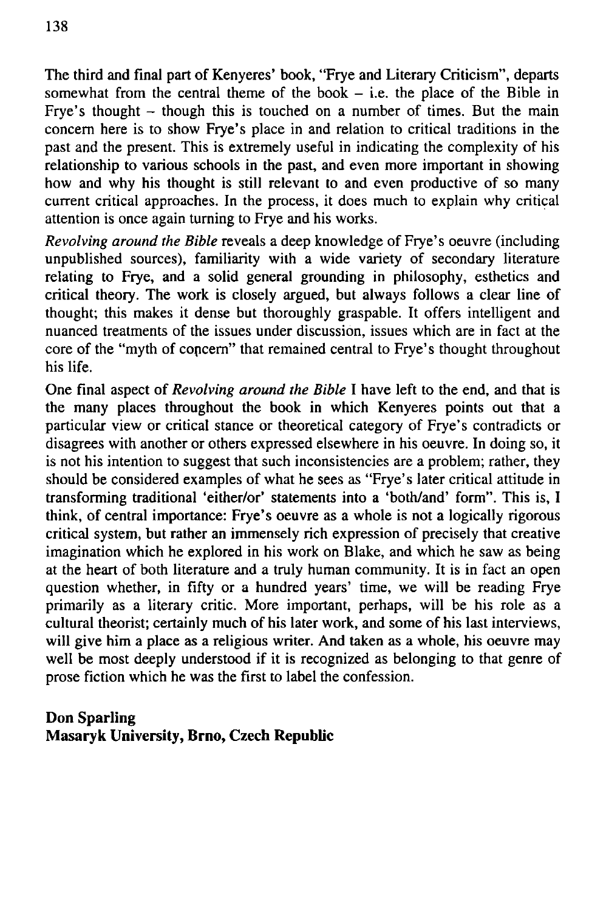The third and final part of Kenyeres' book, "Frye and Literary Criticism", departs somewhat from the central theme of the book – i.e. the place of the Bible in Frye's thought – though this is touched on a number of times. But the main concern here is to show Frye's place in and relation to critical traditions in the past and the present. This is extremely useful in indicating the complexity of his relationship to various schools in the past, and even more important in showing how and why his thought is still relevant to and even productive of so many current critical approaches. In the process, it does much to explain why critical attention is once again turning to Frye and his works.

*Revolving around the Bible* reveals a deep knowledge of Frye's oeuvre (including unpublished sources), familiarity with a wide variety of secondary literature relating to Frye, and a solid general grounding in philosophy, esthetics and critical theory. The work is closely argued, but always follows a clear line of thought; this makes it dense but thoroughly graspable. It offers intelligent and nuanced treatments of the issues under discussion, issues which are in fact at the core of the "myth of concern" that remained central to Frye's thought throughout his life.

One final aspect of *Revolving around the Bible* I have left to the end, and that is the many places throughout the book in which Kenyeres points out that a particular view or critical stance or theoretical category of Frye's contradicts or disagrees with another or others expressed elsewhere in his oeuvre. In doing so, it is not his intention to suggest that such inconsistencies are a problem; rather, they should be considered examples of what he sees as "Frye's later critical attitude in transforming traditional 'either/or' statements into a 'both/and' form". This is, I think, of central importance: Frye's oeuvre as a whole is not a logically rigorous critical system, but rather an immensely rich expression of precisely that creative imagination which he explored in his work on Blake, and which he saw as being at the heart of both literature and a truly human community. It is in fact an open question whether, in fifty or a hundred years' time, we will be reading Frye primarily as a literary critic. More important, perhaps, will be his role as a cultural theorist; certainly much of his later work, and some of his last interviews, will give him a place as a religious writer. And taken as a whole, his oeuvre may well be most deeply understood if it is recognized as belonging to that genre of prose fiction which he was the first to label the confession.

**Don Sparling**
**Masaryk University, Brno, Czech Republic**